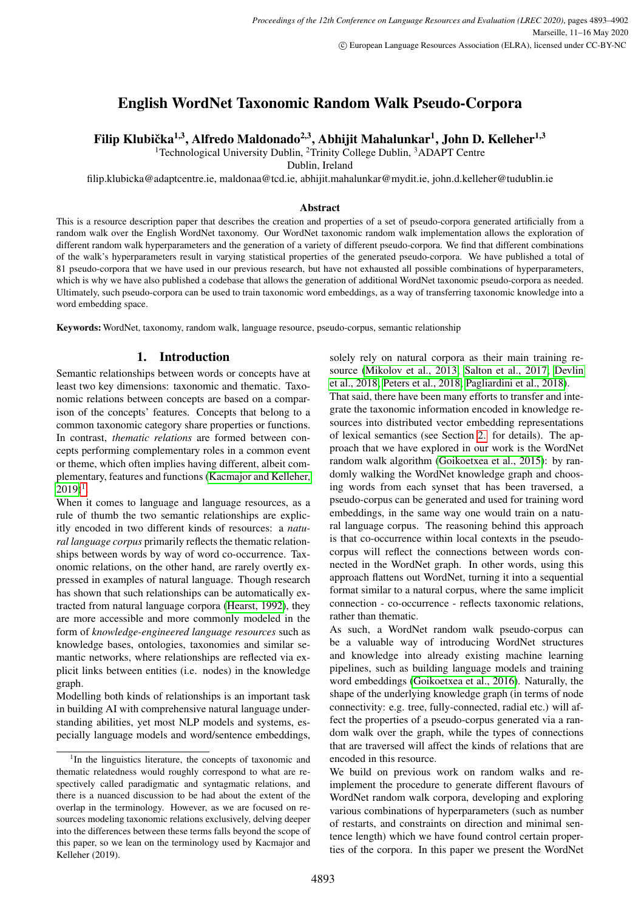# English WordNet Taxonomic Random Walk Pseudo-Corpora

**Filip Klubička[1,3], Alfredo Maldonado[2,3], Abhijit Mahalunkar[1], John D. Kelleher[1,3]**

[1]Technological University Dublin, [2]Trinity College Dublin, [3]ADAPT Centre
Dublin, Ireland

filip.klubicka@adaptcentre.ie, maldonaa@tcd.ie, abhijit.mahalunkar@mydit.ie, john.d.kelleher@tudublin.ie

### Abstract

This is a resource description paper that describes the creation and properties of a set of pseudo-corpora generated artificially from a random walk over the English WordNet taxonomy. Our WordNet taxonomic random walk implementation allows the exploration of different random walk hyperparameters and the generation of a variety of different pseudo-corpora. We find that different combinations of the walk's hyperparameters result in varying statistical properties of the generated pseudo-corpora. We have published a total of 81 pseudo-corpora that we have used in our previous research, but have not exhausted all possible combinations of hyperparameters, which is why we have also published a codebase that allows the generation of additional WordNet taxonomic pseudo-corpora as needed. Ultimately, such pseudo-corpora can be used to train taxonomic word embeddings, as a way of transferring taxonomic knowledge into a word embedding space.

**Keywords:** WordNet, taxonomy, random walk, language resource, pseudo-corpus, semantic relationship

## 1. Introduction

Semantic relationships between words or concepts have at least two key dimensions: taxonomic and thematic. Taxonomic relations between concepts are based on a comparison of the concepts' features. Concepts that belong to a common taxonomic category share properties or functions. In contrast, *thematic relations* are formed between concepts performing complementary roles in a common event or theme, which often implies having different, albeit complementary, features and functions (Kacmajor and Kelleher, 2019)[1].

When it comes to language and language resources, as a rule of thumb the two semantic relationships are explicitly encoded in two different kinds of resources: a *natural language corpus* primarily reflects the thematic relationships between words by way of word co-occurrence. Taxonomic relations, on the other hand, are rarely overtly expressed in examples of natural language. Though research has shown that such relationships can be automatically extracted from natural language corpora (Hearst, 1992), they are more accessible and more commonly modeled in the form of *knowledge-engineered language resources* such as knowledge bases, ontologies, taxonomies and similar semantic networks, where relationships are reflected via explicit links between entities (i.e. nodes) in the knowledge graph.

Modelling both kinds of relationships is an important task in building AI with comprehensive natural language understanding abilities, yet most NLP models and systems, especially language models and word/sentence embeddings, solely rely on natural corpora as their main training resource (Mikolov et al., 2013; Salton et al., 2017; Devlin et al., 2018; Peters et al., 2018; Pagliardini et al., 2018).

That said, there have been many efforts to transfer and integrate the taxonomic information encoded in knowledge resources into distributed vector embedding representations of lexical semantics (see Section 2. for details). The approach that we have explored in our work is the WordNet random walk algorithm (Goikoetxea et al., 2015): by randomly walking the WordNet knowledge graph and choosing words from each synset that has been traversed, a pseudo-corpus can be generated and used for training word embeddings, in the same way one would train on a natural language corpus. The reasoning behind this approach is that co-occurrence within local contexts in the pseudo-corpus will reflect the connections between words connected in the WordNet graph. In other words, using this approach flattens out WordNet, turning it into a sequential format similar to a natural corpus, where the same implicit connection - co-occurrence - reflects taxonomic relations, rather than thematic.

As such, a WordNet random walk pseudo-corpus can be a valuable way of introducing WordNet structures and knowledge into already existing machine learning pipelines, such as building language models and training word embeddings (Goikoetxea et al., 2016). Naturally, the shape of the underlying knowledge graph (in terms of node connectivity: e.g. tree, fully-connected, radial etc.) will affect the properties of a pseudo-corpus generated via a random walk over the graph, while the types of connections that are traversed will affect the kinds of relations that are encoded in this resource.

We build on previous work on random walks and reimplement the procedure to generate different flavours of WordNet random walk corpora, developing and exploring various combinations of hyperparameters (such as number of restarts, and constraints on direction and minimal sentence length) which we have found control certain properties of the corpora. In this paper we present the WordNet

[1]In the linguistics literature, the concepts of taxonomic and thematic relatedness would roughly correspond to what are respectively called paradigmatic and syntagmatic relations, and there is a nuanced discussion to be had about the extent of the overlap in the terminology. However, as we are focused on resources modeling taxonomic relations exclusively, delving deeper into the differences between these terms falls beyond the scope of this paper, so we lean on the terminology used by Kacmajor and Kelleher (2019).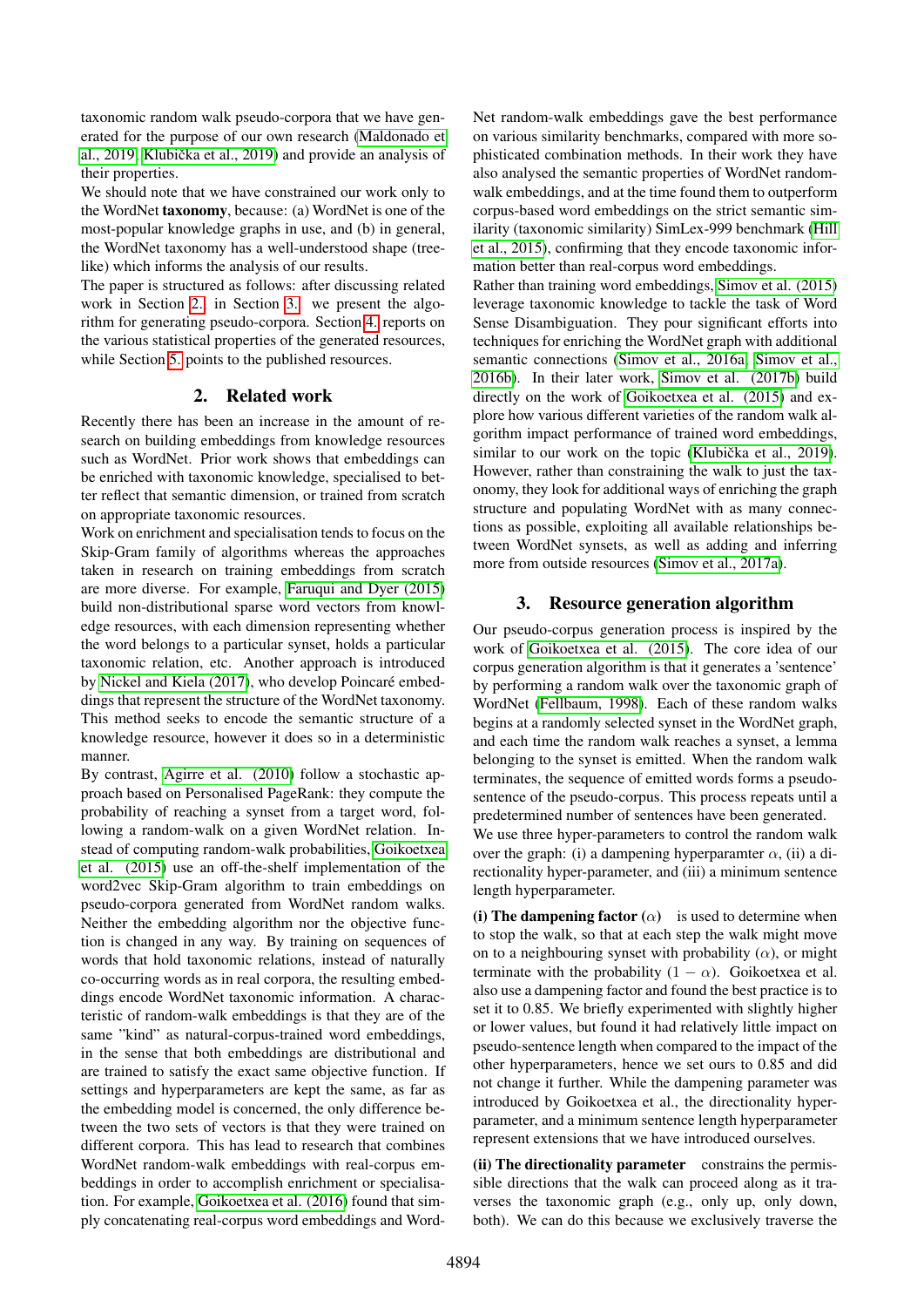taxonomic random walk pseudo-corpora that we have generated for the purpose of our own research (Maldonado et al., 2019; Klubička et al., 2019) and provide an analysis of their properties.

We should note that we have constrained our work only to the WordNet **taxonomy**, because: (a) WordNet is one of the most-popular knowledge graphs in use, and (b) in general, the WordNet taxonomy has a well-understood shape (tree-like) which informs the analysis of our results.

The paper is structured as follows: after discussing related work in Section 2., in Section 3. we present the algorithm for generating pseudo-corpora. Section 4. reports on the various statistical properties of the generated resources, while Section 5. points to the published resources.

## 2. Related work

Recently there has been an increase in the amount of research on building embeddings from knowledge resources such as WordNet. Prior work shows that embeddings can be enriched with taxonomic knowledge, specialised to better reflect that semantic dimension, or trained from scratch on appropriate taxonomic resources.

Work on enrichment and specialisation tends to focus on the Skip-Gram family of algorithms whereas the approaches taken in research on training embeddings from scratch are more diverse. For example, Faruqui and Dyer (2015) build non-distributional sparse word vectors from knowledge resources, with each dimension representing whether the word belongs to a particular synset, holds a particular taxonomic relation, etc. Another approach is introduced by Nickel and Kiela (2017), who develop Poincaré embeddings that represent the structure of the WordNet taxonomy. This method seeks to encode the semantic structure of a knowledge resource, however it does so in a deterministic manner.

By contrast, Agirre et al. (2010) follow a stochastic approach based on Personalised PageRank: they compute the probability of reaching a synset from a target word, following a random-walk on a given WordNet relation. Instead of computing random-walk probabilities, Goikoetxea et al. (2015) use an off-the-shelf implementation of the word2vec Skip-Gram algorithm to train embeddings on pseudo-corpora generated from WordNet random walks. Neither the embedding algorithm nor the objective function is changed in any way. By training on sequences of words that hold taxonomic relations, instead of naturally co-occurring words as in real corpora, the resulting embeddings encode WordNet taxonomic information. A characteristic of random-walk embeddings is that they are of the same "kind" as natural-corpus-trained word embeddings, in the sense that both embeddings are distributional and are trained to satisfy the exact same objective function. If settings and hyperparameters are kept the same, as far as the embedding model is concerned, the only difference between the two sets of vectors is that they were trained on different corpora. This has lead to research that combines WordNet random-walk embeddings with real-corpus embeddings in order to accomplish enrichment or specialisation. For example, Goikoetxea et al. (2016) found that simply concatenating real-corpus word embeddings and WordNet random-walk embeddings gave the best performance on various similarity benchmarks, compared with more sophisticated combination methods. In their work they have also analysed the semantic properties of WordNet random-walk embeddings, and at the time found them to outperform corpus-based word embeddings on the strict semantic similarity (taxonomic similarity) SimLex-999 benchmark (Hill et al., 2015), confirming that they encode taxonomic information better than real-corpus word embeddings.

Rather than training word embeddings, Simov et al. (2015) leverage taxonomic knowledge to tackle the task of Word Sense Disambiguation. They pour significant efforts into techniques for enriching the WordNet graph with additional semantic connections (Simov et al., 2016a; Simov et al., 2016b). In their later work, Simov et al. (2017b) build directly on the work of Goikoetxea et al. (2015) and explore how various different varieties of the random walk algorithm impact performance of trained word embeddings, similar to our work on the topic (Klubička et al., 2019). However, rather than constraining the walk to just the taxonomy, they look for additional ways of enriching the graph structure and populating WordNet with as many connections as possible, exploiting all available relationships between WordNet synsets, as well as adding and inferring more from outside resources (Simov et al., 2017a).

## 3. Resource generation algorithm

Our pseudo-corpus generation process is inspired by the work of Goikoetxea et al. (2015). The core idea of our corpus generation algorithm is that it generates a 'sentence' by performing a random walk over the taxonomic graph of WordNet (Fellbaum, 1998). Each of these random walks begins at a randomly selected synset in the WordNet graph, and each time the random walk reaches a synset, a lemma belonging to the synset is emitted. When the random walk terminates, the sequence of emitted words forms a pseudo-sentence of the pseudo-corpus. This process repeats until a predetermined number of sentences have been generated.

We use three hyper-parameters to control the random walk over the graph: (i) a dampening hyperparamter $\alpha$, (ii) a directionality hyper-parameter, and (iii) a minimum sentence length hyperparameter.

**(i) The dampening factor ($\alpha$)** is used to determine when to stop the walk, so that at each step the walk might move on to a neighbouring synset with probability ($\alpha$), or might terminate with the probability $(1 - \alpha)$. Goikoetxea et al. also use a dampening factor and found the best practice is to set it to 0.85. We briefly experimented with slightly higher or lower values, but found it had relatively little impact on pseudo-sentence length when compared to the impact of the other hyperparameters, hence we set ours to 0.85 and did not change it further. While the dampening parameter was introduced by Goikoetxea et al., the directionality hyper-parameter, and a minimum sentence length hyperparameter represent extensions that we have introduced ourselves.

**(ii) The directionality parameter** constrains the permissible directions that the walk can proceed along as it traverses the taxonomic graph (e.g., only up, only down, both). We can do this because we exclusively traverse the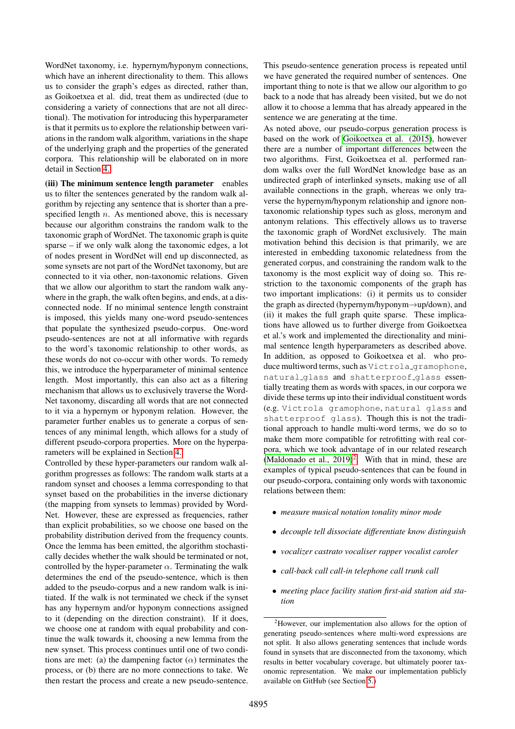WordNet taxonomy, i.e. hypernym/hyponym connections, which have an inherent directionality to them. This allows us to consider the graph's edges as directed, rather than, as Goikoetxea et al. did, treat them as undirected (due to considering a variety of connections that are not all directional). The motivation for introducing this hyperparameter is that it permits us to explore the relationship between variations in the random walk algorithm, variations in the shape of the underlying graph and the properties of the generated corpora. This relationship will be elaborated on in more detail in Section 4.

**(iii) The minimum sentence length parameter** enables us to filter the sentences generated by the random walk algorithm by rejecting any sentence that is shorter than a prespecified length $n$. As mentioned above, this is necessary because our algorithm constrains the random walk to the taxonomic graph of WordNet. The taxonomic graph is quite sparse – if we only walk along the taxonomic edges, a lot of nodes present in WordNet will end up disconnected, as some synsets are not part of the WordNet taxonomy, but are connected to it via other, non-taxonomic relations. Given that we allow our algorithm to start the random walk anywhere in the graph, the walk often begins, and ends, at a disconnected node. If no minimal sentence length constraint is imposed, this yields many one-word pseudo-sentences that populate the synthesized pseudo-corpus. One-word pseudo-sentences are not at all informative with regards to the word's taxonomic relationship to other words, as these words do not co-occur with other words. To remedy this, we introduce the hyperparameter of minimal sentence length. Most importantly, this can also act as a filtering mechanism that allows us to exclusively traverse the WordNet taxonomy, discarding all words that are not connected to it via a hypernym or hyponym relation. However, the parameter further enables us to generate a corpus of sentences of any minimal length, which allows for a study of different pseudo-corpora properties. More on the hyperparameters will be explained in Section 4.

Controlled by these hyper-parameters our random walk algorithm progresses as follows: The random walk starts at a random synset and chooses a lemma corresponding to that synset based on the probabilities in the inverse dictionary (the mapping from synsets to lemmas) provided by WordNet. However, these are expressed as frequencies, rather than explicit probabilities, so we choose one based on the probability distribution derived from the frequency counts. Once the lemma has been emitted, the algorithm stochastically decides whether the walk should be terminated or not, controlled by the hyper-parameter $\alpha$. Terminating the walk determines the end of the pseudo-sentence, which is then added to the pseudo-corpus and a new random walk is initiated. If the walk is not terminated we check if the synset has any hypernym and/or hyponym connections assigned to it (depending on the direction constraint). If it does, we choose one at random with equal probability and continue the walk towards it, choosing a new lemma from the new synset. This process continues until one of two conditions are met: (a) the dampening factor ($\alpha$) terminates the process, or (b) there are no more connections to take. We then restart the process and create a new pseudo-sentence.

This pseudo-sentence generation process is repeated until we have generated the required number of sentences. One important thing to note is that we allow our algorithm to go back to a node that has already been visited, but we do not allow it to choose a lemma that has already appeared in the sentence we are generating at the time.

As noted above, our pseudo-corpus generation process is based on the work of Goikoetxea et al. (2015), however there are a number of important differences between the two algorithms. First, Goikoetxea et al. performed random walks over the full WordNet knowledge base as an undirected graph of interlinked synsets, making use of all available connections in the graph, whereas we only traverse the hypernym/hyponym relationship and ignore non-taxonomic relationship types such as gloss, meronym and antonym relations. This effectively allows us to traverse the taxonomic graph of WordNet exclusively. The main motivation behind this decision is that primarily, we are interested in embedding taxonomic relatedness from the generated corpus, and constraining the random walk to the taxonomy is the most explicit way of doing so. This restriction to the taxonomic components of the graph has two important implications: (i) it permits us to consider the graph as directed (hypernym/hyponym→up/down), and (ii) it makes the full graph quite sparse. These implications have allowed us to further diverge from Goikoetxea et al.'s work and implemented the directionality and minimal sentence length hyperparameters as described above. In addition, as opposed to Goikoetxea et al. who produce multiword terms, such as `Victrola_gramophone`, `natural_glass` and `shatterproof_glass` essentially treating them as words with spaces, in our corpora we divide these terms up into their individual constituent words (e.g. `Victrola gramophone`, `natural glass` and `shatterproof glass`). Though this is not the traditional approach to handle multi-word terms, we do so to make them more compatible for retrofitting with real corpora, which we took advantage of in our related research (Maldonado et al., 2019)[2]. With that in mind, these are examples of typical pseudo-sentences that can be found in our pseudo-corpora, containing only words with taxonomic relations between them:

- *measure musical notation tonality minor mode*
- *decouple tell dissociate differentiate know distinguish*
- *vocalizer castrato vocaliser rapper vocalist caroler*
- *call-back call call-in telephone call trunk call*
- *meeting place facility station first-aid station aid station*

[2] However, our implementation also allows for the option of generating pseudo-sentences where multi-word expressions are not split. It also allows generating sentences that include words found in synsets that are disconnected from the taxonomy, which results in better vocabulary coverage, but ultimately poorer taxonomic representation. We make our implementation publicly available on GitHub (see Section 5.)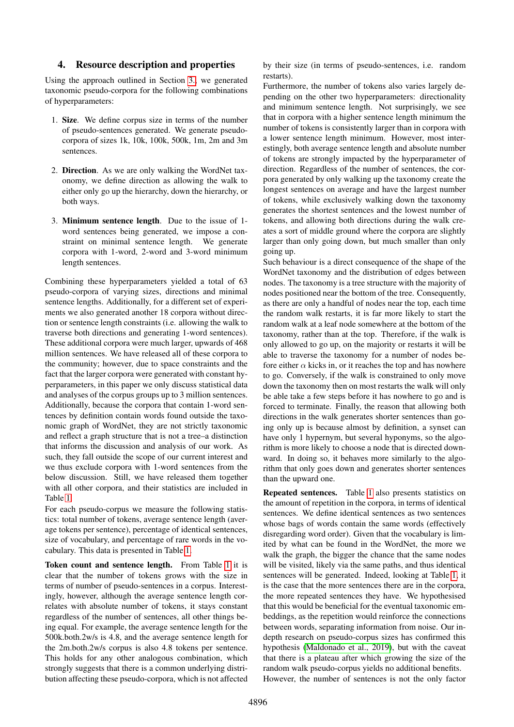## 4. Resource description and properties

Using the approach outlined in Section 3, we generated taxonomic pseudo-corpora for the following combinations of hyperparameters:

1. **Size**. We define corpus size in terms of the number of pseudo-sentences generated. We generate pseudo-corpora of sizes 1k, 10k, 100k, 500k, 1m, 2m and 3m sentences.
2. **Direction**. As we are only walking the WordNet taxonomy, we define direction as allowing the walk to either only go up the hierarchy, down the hierarchy, or both ways.
3. **Minimum sentence length**. Due to the issue of 1-word sentences being generated, we impose a constraint on minimal sentence length. We generate corpora with 1-word, 2-word and 3-word minimum length sentences.

Combining these hyperparameters yielded a total of 63 pseudo-corpora of varying sizes, directions and minimal sentence lengths. Additionally, for a different set of experiments we also generated another 18 corpora without direction or sentence length constraints (i.e. allowing the walk to traverse both directions and generating 1-word sentences). These additional corpora were much larger, upwards of 468 million sentences. We have released all of these corpora to the community; however, due to space constraints and the fact that the larger corpora were generated with constant hyperparameters, in this paper we only discuss statistical data and analyses of the corpus groups up to 3 million sentences. Additionally, because the corpora that contain 1-word sentences by definition contain words found outside the taxonomic graph of WordNet, they are not strictly taxonomic and reflect a graph structure that is not a tree–a distinction that informs the discussion and analysis of our work. As such, they fall outside the scope of our current interest and we thus exclude corpora with 1-word sentences from the below discussion. Still, we have released them together with all other corpora, and their statistics are included in Table 1.

For each pseudo-corpus we measure the following statistics: total number of tokens, average sentence length (average tokens per sentence), percentage of identical sentences, size of vocabulary, and percentage of rare words in the vocabulary. This data is presented in Table 1.

**Token count and sentence length.** From Table 1 it is clear that the number of tokens grows with the size in terms of number of pseudo-sentences in a corpus. Interestingly, however, although the average sentence length correlates with absolute number of tokens, it stays constant regardless of the number of sentences, all other things being equal. For example, the average sentence length for the 500k.both.2w/s is 4.8, and the average sentence length for the 2m.both.2w/s corpus is also 4.8 tokens per sentence. This holds for any other analogous combination, which strongly suggests that there is a common underlying distribution affecting these pseudo-corpora, which is not affected by their size (in terms of pseudo-sentences, i.e. random restarts).

Furthermore, the number of tokens also varies largely depending on the other two hyperparameters: directionality and minimum sentence length. Not surprisingly, we see that in corpora with a higher sentence length minimum the number of tokens is consistently larger than in corpora with a lower sentence length minimum. However, most interestingly, both average sentence length and absolute number of tokens are strongly impacted by the hyperparameter of direction. Regardless of the number of sentences, the corpora generated by only walking up the taxonomy create the longest sentences on average and have the largest number of tokens, while exclusively walking down the taxonomy generates the shortest sentences and the lowest number of tokens, and allowing both directions during the walk creates a sort of middle ground where the corpora are slightly larger than only going down, but much smaller than only going up.

Such behaviour is a direct consequence of the shape of the WordNet taxonomy and the distribution of edges between nodes. The taxonomy is a tree structure with the majority of nodes positioned near the bottom of the tree. Consequently, as there are only a handful of nodes near the top, each time the random walk restarts, it is far more likely to start the random walk at a leaf node somewhere at the bottom of the taxonomy, rather than at the top. Therefore, if the walk is only allowed to go up, on the majority or restarts it will be able to traverse the taxonomy for a number of nodes before either $\alpha$ kicks in, or it reaches the top and has nowhere to go. Conversely, if the walk is constrained to only move down the taxonomy then on most restarts the walk will only be able take a few steps before it has nowhere to go and is forced to terminate. Finally, the reason that allowing both directions in the walk generates shorter sentences than going only up is because almost by definition, a synset can have only 1 hypernym, but several hyponyms, so the algorithm is more likely to choose a node that is directed downward. In doing so, it behaves more similarly to the algorithm that only goes down and generates shorter sentences than the upward one.

**Repeated sentences.** Table 1 also presents statistics on the amount of repetition in the corpora, in terms of identical sentences. We define identical sentences as two sentences whose bags of words contain the same words (effectively disregarding word order). Given that the vocabulary is limited by what can be found in the WordNet, the more we walk the graph, the bigger the chance that the same nodes will be visited, likely via the same paths, and thus identical sentences will be generated. Indeed, looking at Table 1, it is the case that the more sentences there are in the corpora, the more repeated sentences they have. We hypothesised that this would be beneficial for the eventual taxonomic embeddings, as the repetition would reinforce the connections between words, separating information from noise. Our in-depth research on pseudo-corpus sizes has confirmed this hypothesis (Maldonado et al., 2019), but with the caveat that there is a plateau after which growing the size of the random walk pseudo-corpus yields no additional benefits.

However, the number of sentences is not the only factor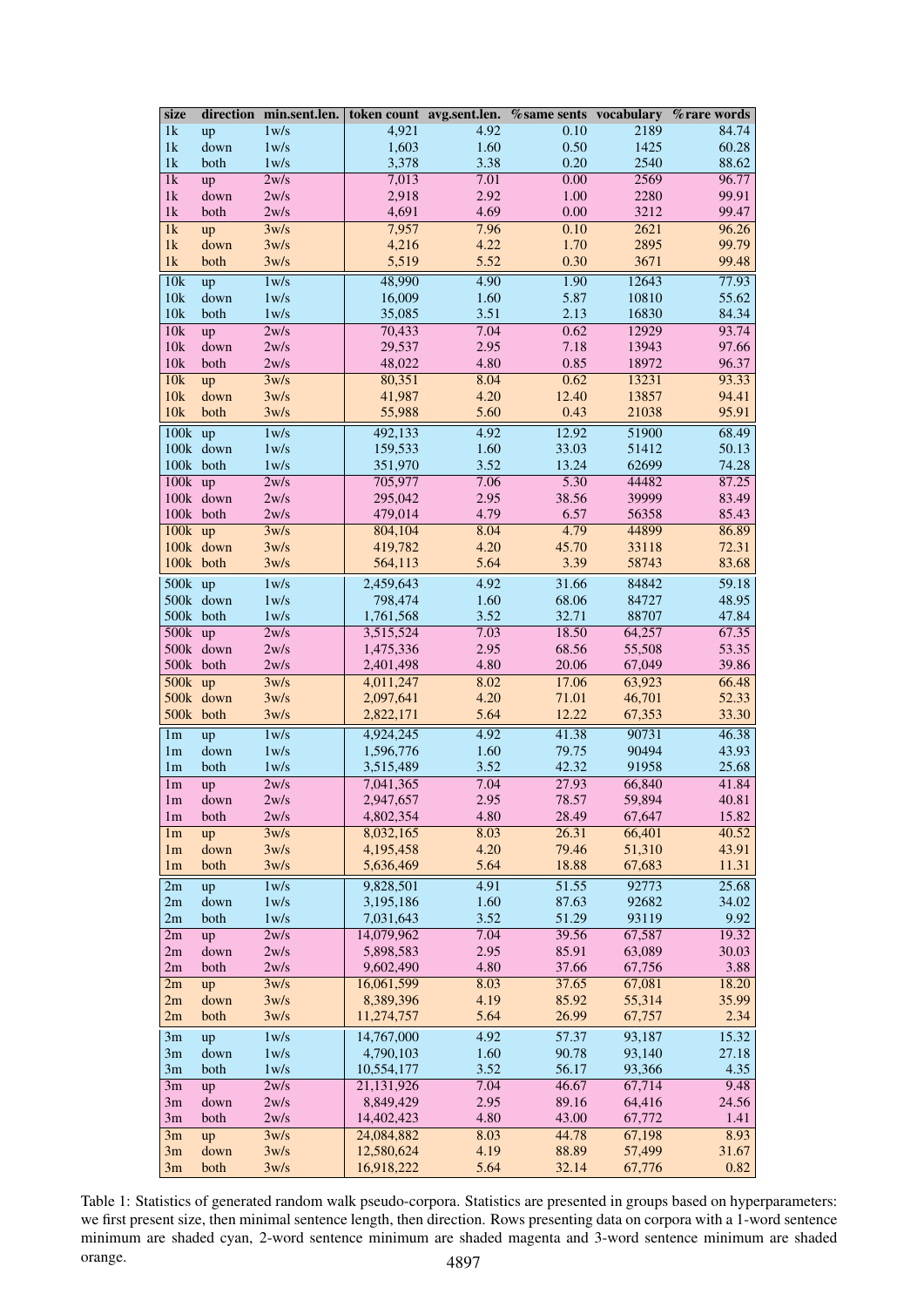| size | direction | min.sent.len. | token count | avg.sent.len. | %same sents | vocabulary | %rare words |
|---|---|---|---|---|---|---|---|
| 1k | up | 1w/s | 4,921 | 4.92 | 0.10 | 2189 | 84.74 |
| 1k | down | 1w/s | 1,603 | 1.60 | 0.50 | 1425 | 60.28 |
| 1k | both | 1w/s | 3,378 | 3.38 | 0.20 | 2540 | 88.62 |
| 1k | up | 2w/s | 7,013 | 7.01 | 0.00 | 2569 | 96.77 |
| 1k | down | 2w/s | 2,918 | 2.92 | 1.00 | 2280 | 99.91 |
| 1k | both | 2w/s | 4,691 | 4.69 | 0.00 | 3212 | 99.47 |
| 1k | up | 3w/s | 7,957 | 7.96 | 0.10 | 2621 | 96.26 |
| 1k | down | 3w/s | 4,216 | 4.22 | 1.70 | 2895 | 99.79 |
| 1k | both | 3w/s | 5,519 | 5.52 | 0.30 | 3671 | 99.48 |
| 10k | up | 1w/s | 48,990 | 4.90 | 1.90 | 12643 | 77.93 |
| 10k | down | 1w/s | 16,009 | 1.60 | 5.87 | 10810 | 55.62 |
| 10k | both | 1w/s | 35,085 | 3.51 | 2.13 | 16830 | 84.34 |
| 10k | up | 2w/s | 70,433 | 7.04 | 0.62 | 12929 | 93.74 |
| 10k | down | 2w/s | 29,537 | 2.95 | 7.18 | 13943 | 97.66 |
| 10k | both | 2w/s | 48,022 | 4.80 | 0.85 | 18972 | 96.37 |
| 10k | up | 3w/s | 80,351 | 8.04 | 0.62 | 13231 | 93.33 |
| 10k | down | 3w/s | 41,987 | 4.20 | 12.40 | 13857 | 94.41 |
| 10k | both | 3w/s | 55,988 | 5.60 | 0.43 | 21038 | 95.91 |
| 100k | up | 1w/s | 492,133 | 4.92 | 12.92 | 51900 | 68.49 |
| 100k | down | 1w/s | 159,533 | 1.60 | 33.03 | 51412 | 50.13 |
| 100k | both | 1w/s | 351,970 | 3.52 | 13.24 | 62699 | 74.28 |
| 100k | up | 2w/s | 705,977 | 7.06 | 5.30 | 44482 | 87.25 |
| 100k | down | 2w/s | 295,042 | 2.95 | 38.56 | 39999 | 83.49 |
| 100k | both | 2w/s | 479,014 | 4.79 | 6.57 | 56358 | 85.43 |
| 100k | up | 3w/s | 804,104 | 8.04 | 4.79 | 44899 | 86.89 |
| 100k | down | 3w/s | 419,782 | 4.20 | 45.70 | 33118 | 72.31 |
| 100k | both | 3w/s | 564,113 | 5.64 | 3.39 | 58743 | 83.68 |
| 500k | up | 1w/s | 2,459,643 | 4.92 | 31.66 | 84842 | 59.18 |
| 500k | down | 1w/s | 798,474 | 1.60 | 68.06 | 84727 | 48.95 |
| 500k | both | 1w/s | 1,761,568 | 3.52 | 32.71 | 88707 | 47.84 |
| 500k | up | 2w/s | 3,515,524 | 7.03 | 18.50 | 64,257 | 67.35 |
| 500k | down | 2w/s | 1,475,336 | 2.95 | 68.56 | 55,508 | 53.35 |
| 500k | both | 2w/s | 2,401,498 | 4.80 | 20.06 | 67,049 | 39.86 |
| 500k | up | 3w/s | 4,011,247 | 8.02 | 17.06 | 63,923 | 66.48 |
| 500k | down | 3w/s | 2,097,641 | 4.20 | 71.01 | 46,701 | 52.33 |
| 500k | both | 3w/s | 2,822,171 | 5.64 | 12.22 | 67,353 | 33.30 |
| 1m | up | 1w/s | 4,924,245 | 4.92 | 41.38 | 90731 | 46.38 |
| 1m | down | 1w/s | 1,596,776 | 1.60 | 79.75 | 90494 | 43.93 |
| 1m | both | 1w/s | 3,515,489 | 3.52 | 42.32 | 91958 | 25.68 |
| 1m | up | 2w/s | 7,041,365 | 7.04 | 27.93 | 66,840 | 41.84 |
| 1m | down | 2w/s | 2,947,657 | 2.95 | 78.57 | 59,894 | 40.81 |
| 1m | both | 2w/s | 4,802,354 | 4.80 | 28.49 | 67,647 | 15.82 |
| 1m | up | 3w/s | 8,032,165 | 8.03 | 26.31 | 66,401 | 40.52 |
| 1m | down | 3w/s | 4,195,458 | 4.20 | 79.46 | 51,310 | 43.91 |
| 1m | both | 3w/s | 5,636,469 | 5.64 | 18.88 | 67,683 | 11.31 |
| 2m | up | 1w/s | 9,828,501 | 4.91 | 51.55 | 92773 | 25.68 |
| 2m | down | 1w/s | 3,195,186 | 1.60 | 87.63 | 92682 | 34.02 |
| 2m | both | 1w/s | 7,031,643 | 3.52 | 51.29 | 93119 | 9.92 |
| 2m | up | 2w/s | 14,079,962 | 7.04 | 39.56 | 67,587 | 19.32 |
| 2m | down | 2w/s | 5,898,583 | 2.95 | 85.91 | 63,089 | 30.03 |
| 2m | both | 2w/s | 9,602,490 | 4.80 | 37.66 | 67,756 | 3.88 |
| 2m | up | 3w/s | 16,061,599 | 8.03 | 37.65 | 67,081 | 18.20 |
| 2m | down | 3w/s | 8,389,396 | 4.19 | 85.92 | 55,314 | 35.99 |
| 2m | both | 3w/s | 11,274,757 | 5.64 | 26.99 | 67,757 | 2.34 |
| 3m | up | 1w/s | 14,767,000 | 4.92 | 57.37 | 93,187 | 15.32 |
| 3m | down | 1w/s | 4,790,103 | 1.60 | 90.78 | 93,140 | 27.18 |
| 3m | both | 1w/s | 10,554,177 | 3.52 | 56.17 | 93,366 | 4.35 |
| 3m | up | 2w/s | 21,131,926 | 7.04 | 46.67 | 67,714 | 9.48 |
| 3m | down | 2w/s | 8,849,429 | 2.95 | 89.16 | 64,416 | 24.56 |
| 3m | both | 2w/s | 14,402,423 | 4.80 | 43.00 | 67,772 | 1.41 |
| 3m | up | 3w/s | 24,084,882 | 8.03 | 44.78 | 67,198 | 8.93 |
| 3m | down | 3w/s | 12,580,624 | 4.19 | 88.89 | 57,499 | 31.67 |
| 3m | both | 3w/s | 16,918,222 | 5.64 | 32.14 | 67,776 | 0.82 |

Table 1: Statistics of generated random walk pseudo-corpora. Statistics are presented in groups based on hyperparameters: we first present size, then minimal sentence length, then direction. Rows presenting data on corpora with a 1-word sentence minimum are shaded cyan, 2-word sentence minimum are shaded magenta and 3-word sentence minimum are shaded orange.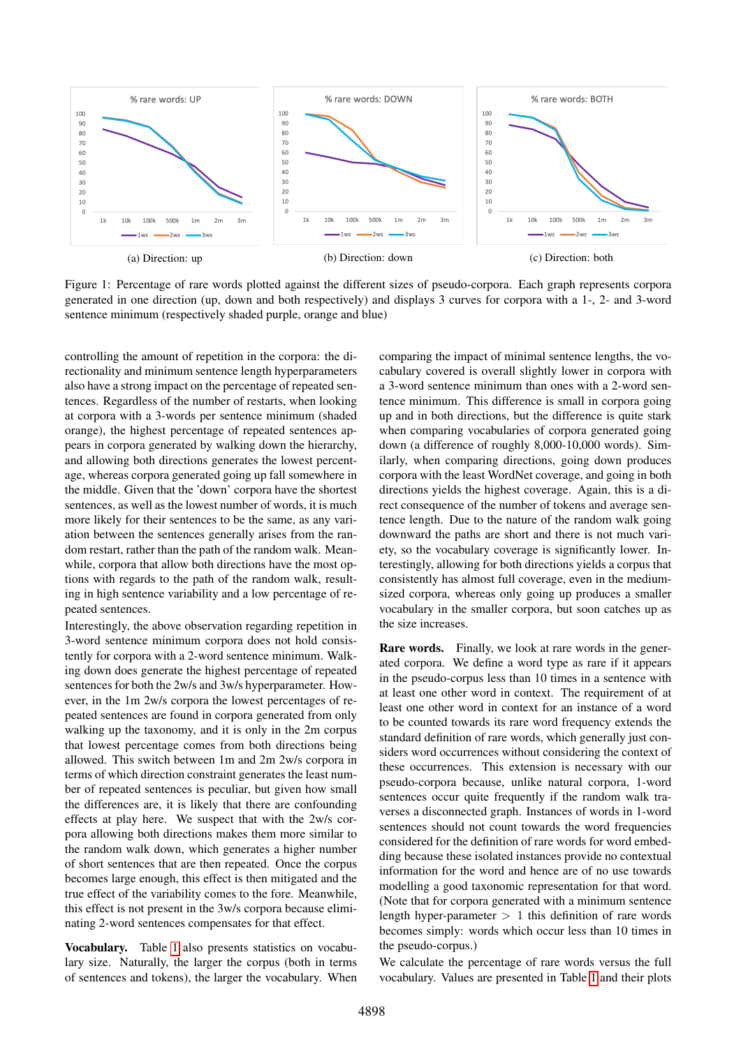(a) Direction: up

(b) Direction: down

(c) Direction: both

Figure 1: Percentage of rare words plotted against the different sizes of pseudo-corpora. Each graph represents corpora generated in one direction (up, down and both respectively) and displays 3 curves for corpora with a 1-, 2- and 3-word sentence minimum (respectively shaded purple, orange and blue)

controlling the amount of repetition in the corpora: the directionality and minimum sentence length hyperparameters also have a strong impact on the percentage of repeated sentences. Regardless of the number of restarts, when looking at corpora with a 3-words per sentence minimum (shaded orange), the highest percentage of repeated sentences appears in corpora generated by walking down the hierarchy, and allowing both directions generates the lowest percentage, whereas corpora generated going up fall somewhere in the middle. Given that the 'down' corpora have the shortest sentences, as well as the lowest number of words, it is much more likely for their sentences to be the same, as any variation between the sentences generally arises from the random restart, rather than the path of the random walk. Meanwhile, corpora that allow both directions have the most options with regards to the path of the random walk, resulting in high sentence variability and a low percentage of repeated sentences.

Interestingly, the above observation regarding repetition in 3-word sentence minimum corpora does not hold consistently for corpora with a 2-word sentence minimum. Walking down does generate the highest percentage of repeated sentences for both the 2w/s and 3w/s hyperparameter. However, in the 1m 2w/s corpora the lowest percentages of repeated sentences are found in corpora generated from only walking up the taxonomy, and it is only in the 2m corpus that lowest percentage comes from both directions being allowed. This switch between 1m and 2m 2w/s corpora in terms of which direction constraint generates the least number of repeated sentences is peculiar, but given how small the differences are, it is likely that there are confounding effects at play here. We suspect that with the 2w/s corpora allowing both directions makes them more similar to the random walk down, which generates a higher number of short sentences that are then repeated. Once the corpus becomes large enough, this effect is then mitigated and the true effect of the variability comes to the fore. Meanwhile, this effect is not present in the 3w/s corpora because eliminating 2-word sentences compensates for that effect.

**Vocabulary.** Table 1 also presents statistics on vocabulary size. Naturally, the larger the corpus (both in terms of sentences and tokens), the larger the vocabulary. When comparing the impact of minimal sentence lengths, the vocabulary covered is overall slightly lower in corpora with a 3-word sentence minimum than ones with a 2-word sentence minimum. This difference is small in corpora going up and in both directions, but the difference is quite stark when comparing vocabularies of corpora generated going down (a difference of roughly 8,000-10,000 words). Similarly, when comparing directions, going down produces corpora with the least WordNet coverage, and going in both directions yields the highest coverage. Again, this is a direct consequence of the number of tokens and average sentence length. Due to the nature of the random walk going downward the paths are short and there is not much variety, so the vocabulary coverage is significantly lower. Interestingly, allowing for both directions yields a corpus that consistently has almost full coverage, even in the medium-sized corpora, whereas only going up produces a smaller vocabulary in the smaller corpora, but soon catches up as the size increases.

**Rare words.** Finally, we look at rare words in the generated corpora. We define a word type as rare if it appears in the pseudo-corpus less than 10 times in a sentence with at least one other word in context. The requirement of at least one other word in context for an instance of a word to be counted towards its rare word frequency extends the standard definition of rare words, which generally just considers word occurrences without considering the context of these occurrences. This extension is necessary with our pseudo-corpora because, unlike natural corpora, 1-word sentences occur quite frequently if the random walk traverses a disconnected graph. Instances of words in 1-word sentences should not count towards the word frequencies considered for the definition of rare words for word embedding because these isolated instances provide no contextual information for the word and hence are of no use towards modelling a good taxonomic representation for that word. (Note that for corpora generated with a minimum sentence length hyper-parameter $> 1$ this definition of rare words becomes simply: words which occur less than 10 times in the pseudo-corpus.)

We calculate the percentage of rare words versus the full vocabulary. Values are presented in Table 1 and their plots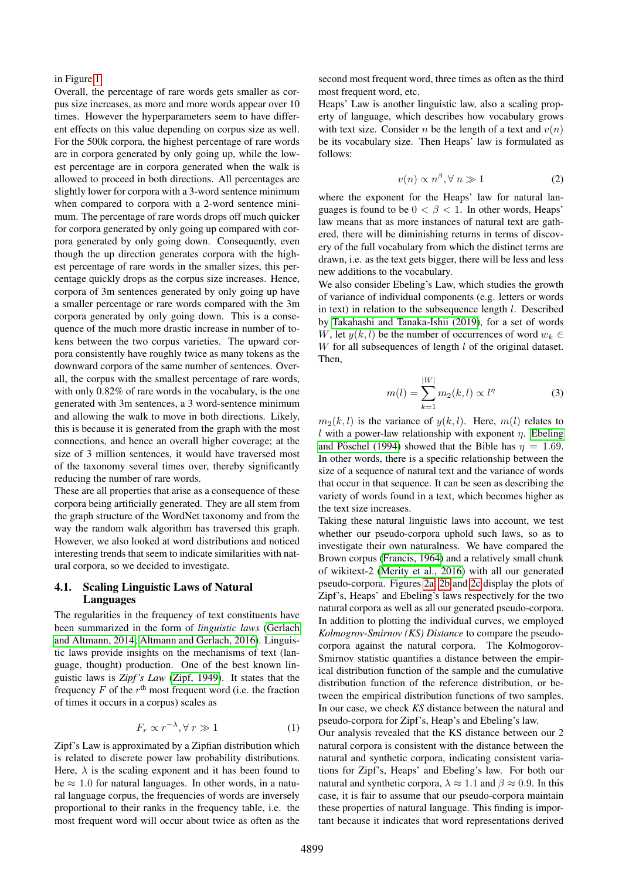in Figure 1.

Overall, the percentage of rare words gets smaller as corpus size increases, as more and more words appear over 10 times. However the hyperparameters seem to have different effects on this value depending on corpus size as well. For the 500k corpora, the highest percentage of rare words are in corpora generated by only going up, while the lowest percentage are in corpora generated when the walk is allowed to proceed in both directions. All percentages are slightly lower for corpora with a 3-word sentence minimum when compared to corpora with a 2-word sentence minimum. The percentage of rare words drops off much quicker for corpora generated by only going up compared with corpora generated by only going down. Consequently, even though the up direction generates corpora with the highest percentage of rare words in the smaller sizes, this percentage quickly drops as the corpus size increases. Hence, corpora of 3m sentences generated by only going up have a smaller percentage or rare words compared with the 3m corpora generated by only going down. This is a consequence of the much more drastic increase in number of tokens between the two corpus varieties. The upward corpora consistently have roughly twice as many tokens as the downward corpora of the same number of sentences. Overall, the corpus with the smallest percentage of rare words, with only 0.82% of rare words in the vocabulary, is the one generated with 3m sentences, a 3 word-sentence minimum and allowing the walk to move in both directions. Likely, this is because it is generated from the graph with the most connections, and hence an overall higher coverage; at the size of 3 million sentences, it would have traversed most of the taxonomy several times over, thereby significantly reducing the number of rare words.

These are all properties that arise as a consequence of these corpora being artificially generated. They are all stem from the graph structure of the WordNet taxonomy and from the way the random walk algorithm has traversed this graph. However, we also looked at word distributions and noticed interesting trends that seem to indicate similarities with natural corpora, so we decided to investigate.

### 4.1. Scaling Linguistic Laws of Natural Languages

The regularities in the frequency of text constituents have been summarized in the form of *linguistic laws* (Gerlach and Altmann, 2014; Altmann and Gerlach, 2016). Linguistic laws provide insights on the mechanisms of text (language, thought) production. One of the best known linguistic laws is *Zipf's Law* (Zipf, 1949). It states that the frequency $F$ of the $r^{\text{th}}$ most frequent word (i.e. the fraction of times it occurs in a corpus) scales as

$$F_r \propto r^{-\lambda}, \forall\, r \gg 1 \tag{1}$$

Zipf's Law is approximated by a Zipfian distribution which is related to discrete power law probability distributions. Here, $\lambda$ is the scaling exponent and it has been found to be $\approx 1.0$ for natural languages. In other words, in a natural language corpus, the frequencies of words are inversely proportional to their ranks in the frequency table, i.e. the most frequent word will occur about twice as often as the second most frequent word, three times as often as the third most frequent word, etc.

Heaps' Law is another linguistic law, also a scaling property of language, which describes how vocabulary grows with text size. Consider $n$ be the length of a text and $v(n)$ be its vocabulary size. Then Heaps' law is formulated as follows:

$$v(n) \propto n^{\beta}, \forall\, n \gg 1 \tag{2}$$

where the exponent for the Heaps' law for natural languages is found to be $0 < \beta < 1$. In other words, Heaps' law means that as more instances of natural text are gathered, there will be diminishing returns in terms of discovery of the full vocabulary from which the distinct terms are drawn, i.e. as the text gets bigger, there will be less and less new additions to the vocabulary.

We also consider Ebeling's Law, which studies the growth of variance of individual components (e.g. letters or words in text) in relation to the subsequence length $l$. Described by Takahashi and Tanaka-Ishii (2019), for a set of words $W$, let $y(k, l)$ be the number of occurrences of word $w_k \in W$ for all subsequences of length $l$ of the original dataset. Then,

$$m(l) = \sum_{k=1}^{|W|} m_2(k, l) \propto l^{\eta} \tag{3}$$

$m_2(k, l)$ is the variance of $y(k, l)$. Here, $m(l)$ relates to $l$ with a power-law relationship with exponent $\eta$. Ebeling and Pöschel (1994) showed that the Bible has $\eta = 1.69$. In other words, there is a specific relationship between the size of a sequence of natural text and the variance of words that occur in that sequence. It can be seen as describing the variety of words found in a text, which becomes higher as the text size increases.

Taking these natural linguistic laws into account, we test whether our pseudo-corpora uphold such laws, so as to investigate their own naturalness. We have compared the Brown corpus (Francis, 1964) and a relatively small chunk of wikitext-2 (Merity et al., 2016) with all our generated pseudo-corpora. Figures 2a, 2b and 2c display the plots of Zipf's, Heaps' and Ebeling's laws respectively for the two natural corpora as well as all our generated pseudo-corpora. In addition to plotting the individual curves, we employed *Kolmogrov-Smirnov (KS) Distance* to compare the pseudo-corpora against the natural corpora. The Kolmogorov-Smirnov statistic quantifies a distance between the empirical distribution function of the sample and the cumulative distribution function of the reference distribution, or between the empirical distribution functions of two samples. In our case, we check *KS* distance between the natural and pseudo-corpora for Zipf's, Heap's and Ebeling's law.

Our analysis revealed that the KS distance between our 2 natural corpora is consistent with the distance between the natural and synthetic corpora, indicating consistent variations for Zipf's, Heaps' and Ebeling's law. For both our natural and synthetic corpora, $\lambda \approx 1.1$ and $\beta \approx 0.9$. In this case, it is fair to assume that our pseudo-corpora maintain these properties of natural language. This finding is important because it indicates that word representations derived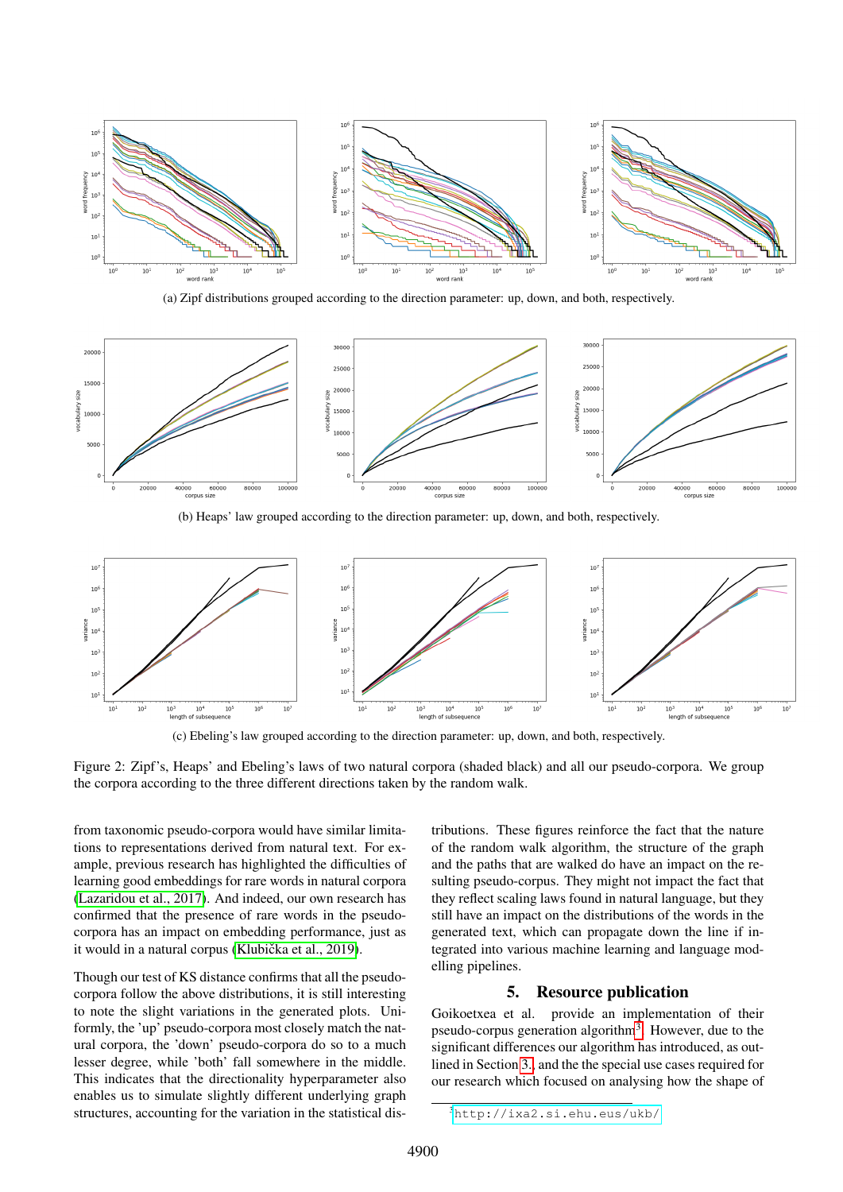(a) Zipf distributions grouped according to the direction parameter: up, down, and both, respectively.

(b) Heaps' law grouped according to the direction parameter: up, down, and both, respectively.

(c) Ebeling's law grouped according to the direction parameter: up, down, and both, respectively.

Figure 2: Zipf's, Heaps' and Ebeling's laws of two natural corpora (shaded black) and all our pseudo-corpora. We group the corpora according to the three different directions taken by the random walk.

from taxonomic pseudo-corpora would have similar limitations to representations derived from natural text. For example, previous research has highlighted the difficulties of learning good embeddings for rare words in natural corpora (Lazaridou et al., 2017). And indeed, our own research has confirmed that the presence of rare words in the pseudo-corpora has an impact on embedding performance, just as it would in a natural corpus (Klubička et al., 2019).

Though our test of KS distance confirms that all the pseudo-corpora follow the above distributions, it is still interesting to note the slight variations in the generated plots. Uniformly, the 'up' pseudo-corpora most closely match the natural corpora, the 'down' pseudo-corpora do so to a much lesser degree, while 'both' fall somewhere in the middle. This indicates that the directionality hyperparameter also enables us to simulate slightly different underlying graph structures, accounting for the variation in the statistical distributions. These figures reinforce the fact that the nature of the random walk algorithm, the structure of the graph and the paths that are walked do have an impact on the resulting pseudo-corpus. They might not impact the fact that they reflect scaling laws found in natural language, but they still have an impact on the distributions of the words in the generated text, which can propagate down the line if integrated into various machine learning and language modelling pipelines.

## 5. Resource publication

Goikoetxea et al. provide an implementation of their pseudo-corpus generation algorithm[3]. However, due to the significant differences our algorithm has introduced, as outlined in Section 3, and the the special use cases required for our research which focused on analysing how the shape of

[3] http://ixa2.si.ehu.eus/ukb/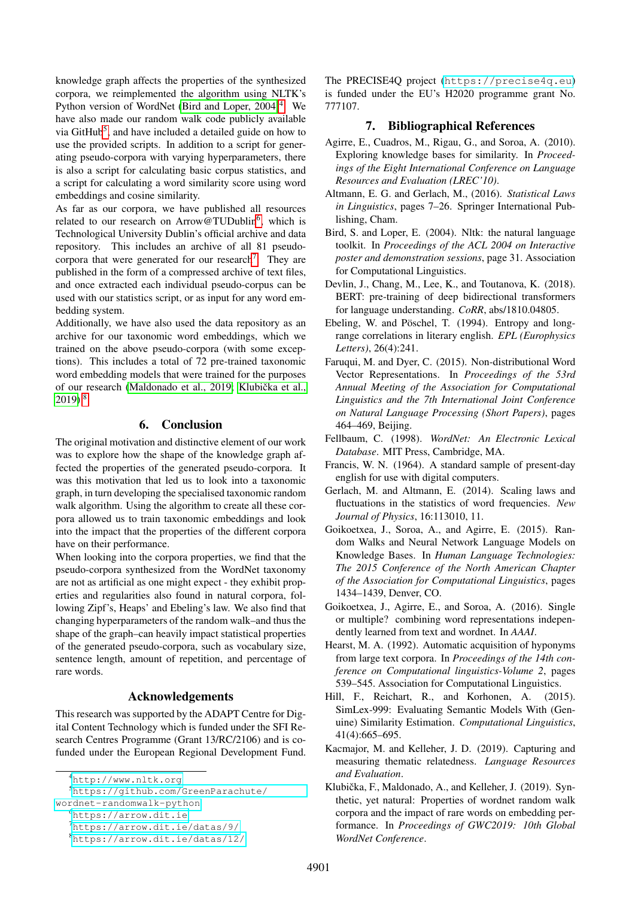knowledge graph affects the properties of the synthesized corpora, we reimplemented the algorithm using NLTK's Python version of WordNet (Bird and Loper, 2004)[4]. We have also made our random walk code publicly available via GitHub[5], and have included a detailed guide on how to use the provided scripts. In addition to a script for generating pseudo-corpora with varying hyperparameters, there is also a script for calculating basic corpus statistics, and a script for calculating a word similarity score using word embeddings and cosine similarity.

As far as our corpora, we have published all resources related to our research on Arrow@TUDublin[6], which is Technological University Dublin's official archive and data repository. This includes an archive of all 81 pseudo-corpora that were generated for our research[7]. They are published in the form of a compressed archive of text files, and once extracted each individual pseudo-corpus can be used with our statistics script, or as input for any word embedding system.

Additionally, we have also used the data repository as an archive for our taxonomic word embeddings, which we trained on the above pseudo-corpora (with some exceptions). This includes a total of 72 pre-trained taxonomic word embedding models that were trained for the purposes of our research (Maldonado et al., 2019; Klubička et al., 2019).[8]

## 6. Conclusion

The original motivation and distinctive element of our work was to explore how the shape of the knowledge graph affected the properties of the generated pseudo-corpora. It was this motivation that led us to look into a taxonomic graph, in turn developing the specialised taxonomic random walk algorithm. Using the algorithm to create all these corpora allowed us to train taxonomic embeddings and look into the impact that the properties of the different corpora have on their performance.

When looking into the corpora properties, we find that the pseudo-corpora synthesized from the WordNet taxonomy are not as artificial as one might expect - they exhibit properties and regularities also found in natural corpora, following Zipf's, Heaps' and Ebeling's law. We also find that changing hyperparameters of the random walk–and thus the shape of the graph–can heavily impact statistical properties of the generated pseudo-corpora, such as vocabulary size, sentence length, amount of repetition, and percentage of rare words.

## Acknowledgements

This research was supported by the ADAPT Centre for Digital Content Technology which is funded under the SFI Research Centres Programme (Grant 13/RC/2106) and is co-funded under the European Regional Development Fund. The PRECISE4Q project (https://precise4q.eu) is funded under the EU's H2020 programme grant No. 777107.

[4] http://www.nltk.org
[5] https://github.com/GreenParachute/wordnet-randomwalk-python
[6] https://arrow.dit.ie
[7] https://arrow.dit.ie/datas/9/
[8] https://arrow.dit.ie/datas/12/

## 7. Bibliographical References

Agirre, E., Cuadros, M., Rigau, G., and Soroa, A. (2010). Exploring knowledge bases for similarity. In *Proceedings of the Eight International Conference on Language Resources and Evaluation (LREC'10)*.

Altmann, E. G. and Gerlach, M., (2016). *Statistical Laws in Linguistics*, pages 7–26. Springer International Publishing, Cham.

Bird, S. and Loper, E. (2004). Nltk: the natural language toolkit. In *Proceedings of the ACL 2004 on Interactive poster and demonstration sessions*, page 31. Association for Computational Linguistics.

Devlin, J., Chang, M., Lee, K., and Toutanova, K. (2018). BERT: pre-training of deep bidirectional transformers for language understanding. *CoRR*, abs/1810.04805.

Ebeling, W. and Pöschel, T. (1994). Entropy and long-range correlations in literary english. *EPL (Europhysics Letters)*, 26(4):241.

Faruqui, M. and Dyer, C. (2015). Non-distributional Word Vector Representations. In *Proceedings of the 53rd Annual Meeting of the Association for Computational Linguistics and the 7th International Joint Conference on Natural Language Processing (Short Papers)*, pages 464–469, Beijing.

Fellbaum, C. (1998). *WordNet: An Electronic Lexical Database*. MIT Press, Cambridge, MA.

Francis, W. N. (1964). A standard sample of present-day english for use with digital computers.

Gerlach, M. and Altmann, E. (2014). Scaling laws and fluctuations in the statistics of word frequencies. *New Journal of Physics*, 16:113010, 11.

Goikoetxea, J., Soroa, A., and Agirre, E. (2015). Random Walks and Neural Network Language Models on Knowledge Bases. In *Human Language Technologies: The 2015 Conference of the North American Chapter of the Association for Computational Linguistics*, pages 1434–1439, Denver, CO.

Goikoetxea, J., Agirre, E., and Soroa, A. (2016). Single or multiple? combining word representations independently learned from text and wordnet. In *AAAI*.

Hearst, M. A. (1992). Automatic acquisition of hyponyms from large text corpora. In *Proceedings of the 14th conference on Computational linguistics-Volume 2*, pages 539–545. Association for Computational Linguistics.

Hill, F., Reichart, R., and Korhonen, A. (2015). SimLex-999: Evaluating Semantic Models With (Genuine) Similarity Estimation. *Computational Linguistics*, 41(4):665–695.

Kacmajor, M. and Kelleher, J. D. (2019). Capturing and measuring thematic relatedness. *Language Resources and Evaluation*.

Klubička, F., Maldonado, A., and Kelleher, J. (2019). Synthetic, yet natural: Properties of wordnet random walk corpora and the impact of rare words on embedding performance. In *Proceedings of GWC2019: 10th Global WordNet Conference*.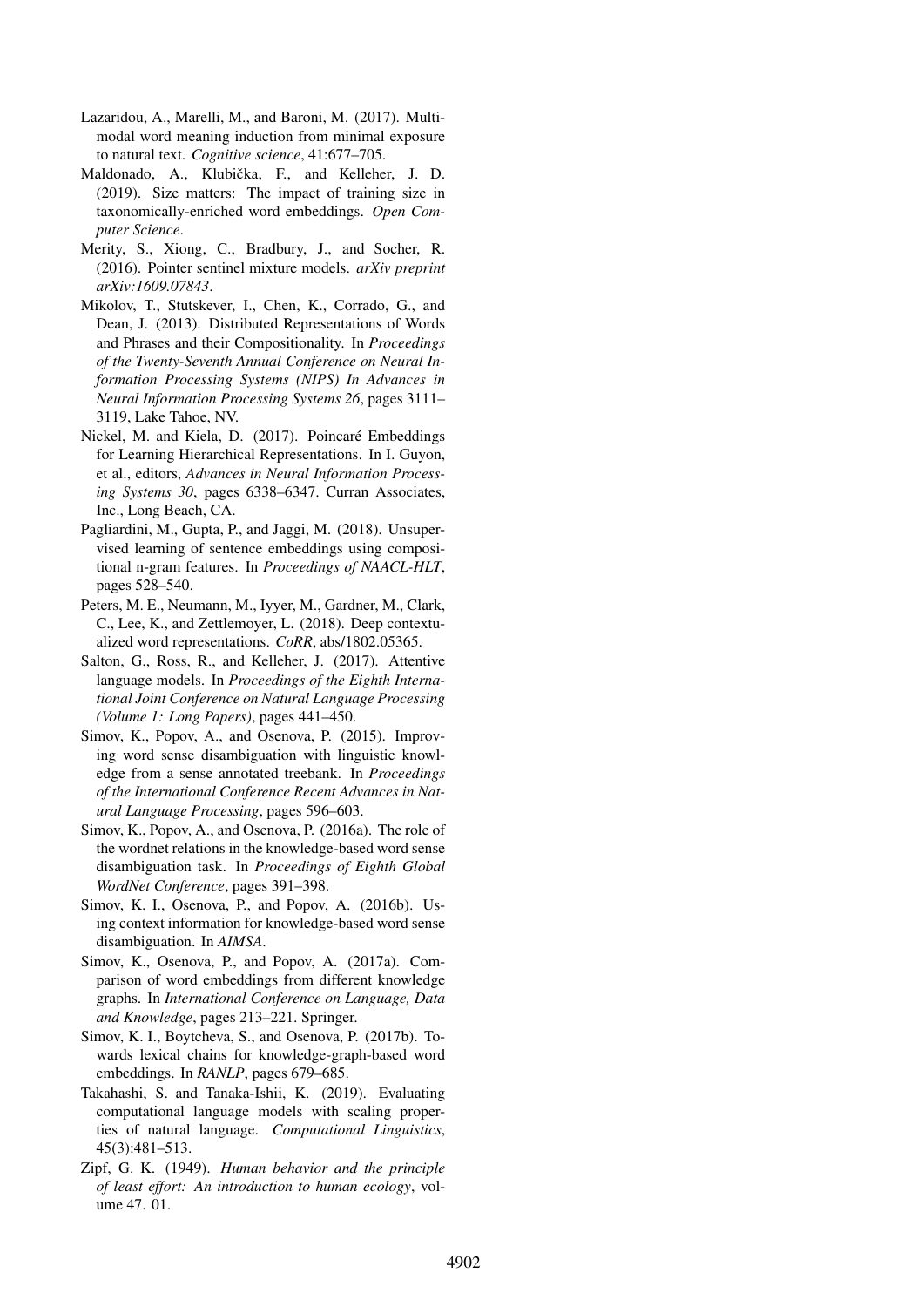Lazaridou, A., Marelli, M., and Baroni, M. (2017). Multimodal word meaning induction from minimal exposure to natural text. *Cognitive science*, 41:677–705.

Maldonado, A., Klubička, F., and Kelleher, J. D. (2019). Size matters: The impact of training size in taxonomically-enriched word embeddings. *Open Computer Science*.

Merity, S., Xiong, C., Bradbury, J., and Socher, R. (2016). Pointer sentinel mixture models. *arXiv preprint arXiv:1609.07843*.

Mikolov, T., Stutskever, I., Chen, K., Corrado, G., and Dean, J. (2013). Distributed Representations of Words and Phrases and their Compositionality. In *Proceedings of the Twenty-Seventh Annual Conference on Neural Information Processing Systems (NIPS) In Advances in Neural Information Processing Systems 26*, pages 3111–3119, Lake Tahoe, NV.

Nickel, M. and Kiela, D. (2017). Poincaré Embeddings for Learning Hierarchical Representations. In I. Guyon, et al., editors, *Advances in Neural Information Processing Systems 30*, pages 6338–6347. Curran Associates, Inc., Long Beach, CA.

Pagliardini, M., Gupta, P., and Jaggi, M. (2018). Unsupervised learning of sentence embeddings using compositional n-gram features. In *Proceedings of NAACL-HLT*, pages 528–540.

Peters, M. E., Neumann, M., Iyyer, M., Gardner, M., Clark, C., Lee, K., and Zettlemoyer, L. (2018). Deep contextualized word representations. *CoRR*, abs/1802.05365.

Salton, G., Ross, R., and Kelleher, J. (2017). Attentive language models. In *Proceedings of the Eighth International Joint Conference on Natural Language Processing (Volume 1: Long Papers)*, pages 441–450.

Simov, K., Popov, A., and Osenova, P. (2015). Improving word sense disambiguation with linguistic knowledge from a sense annotated treebank. In *Proceedings of the International Conference Recent Advances in Natural Language Processing*, pages 596–603.

Simov, K., Popov, A., and Osenova, P. (2016a). The role of the wordnet relations in the knowledge-based word sense disambiguation task. In *Proceedings of Eighth Global WordNet Conference*, pages 391–398.

Simov, K. I., Osenova, P., and Popov, A. (2016b). Using context information for knowledge-based word sense disambiguation. In *AIMSA*.

Simov, K., Osenova, P., and Popov, A. (2017a). Comparison of word embeddings from different knowledge graphs. In *International Conference on Language, Data and Knowledge*, pages 213–221. Springer.

Simov, K. I., Boytcheva, S., and Osenova, P. (2017b). Towards lexical chains for knowledge-graph-based word embeddings. In *RANLP*, pages 679–685.

Takahashi, S. and Tanaka-Ishii, K. (2019). Evaluating computational language models with scaling properties of natural language. *Computational Linguistics*, 45(3):481–513.

Zipf, G. K. (1949). *Human behavior and the principle of least effort: An introduction to human ecology*, volume 47. 01.